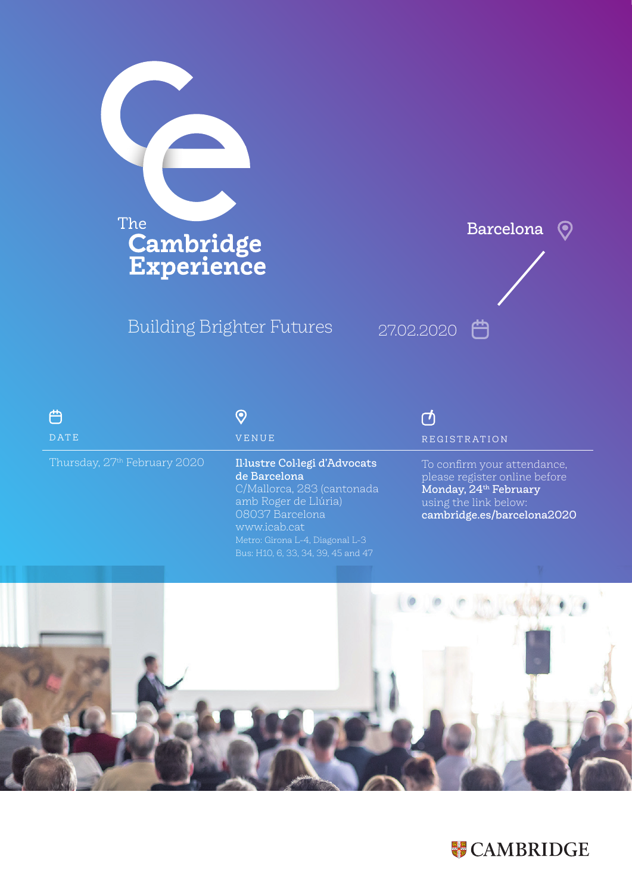# The Cambridge Experience

Barcelona

## Building Brighter Futures

27.02.2020

**DATE**

Thursday, 27th February 2020

**VENUE**

**Il·lustre Col·legi d'Advocats de Barcelona**
C/Mallorca, 283 (cantonada amb Roger de Llúria)
08037 Barcelona
www.icab.cat
Metro: Girona L-4, Diagonal L-3
Bus: H10, 6, 33, 34, 39, 45 and 47

**REGISTRATION**

To confirm your attendance, please register online before **Monday, 24th February** using the link below:
**cambridge.es/barcelona2020**

CAMBRIDGE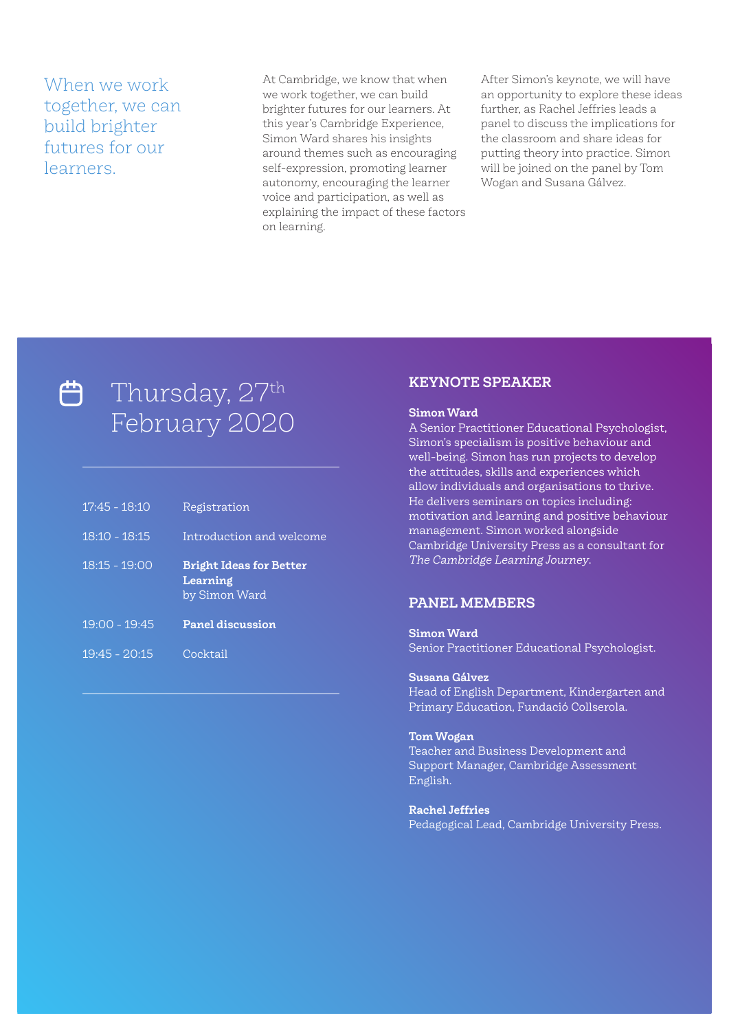When we work together, we can build brighter futures for our learners.

At Cambridge, we know that when we work together, we can build brighter futures for our learners. At this year's Cambridge Experience, Simon Ward shares his insights around themes such as encouraging self-expression, promoting learner autonomy, encouraging the learner voice and participation, as well as explaining the impact of these factors on learning.

After Simon's keynote, we will have an opportunity to explore these ideas further, as Rachel Jeffries leads a panel to discuss the implications for the classroom and share ideas for putting theory into practice. Simon will be joined on the panel by Tom Wogan and Susana Gálvez.

## Thursday, 27th February 2020

| | |
|---|---|
| 17:45 - 18:10 | Registration |
| 18:10 - 18:15 | Introduction and welcome |
| 18:15 - 19:00 | **Bright Ideas for Better Learning** by Simon Ward |
| 19:00 - 19:45 | **Panel discussion** |
| 19:45 - 20:15 | Cocktail |

## KEYNOTE SPEAKER

**Simon Ward**
A Senior Practitioner Educational Psychologist, Simon's specialism is positive behaviour and well-being. Simon has run projects to develop the attitudes, skills and experiences which allow individuals and organisations to thrive. He delivers seminars on topics including: motivation and learning and positive behaviour management. Simon worked alongside Cambridge University Press as a consultant for *The Cambridge Learning Journey*.

## PANEL MEMBERS

**Simon Ward**
Senior Practitioner Educational Psychologist.

**Susana Gálvez**
Head of English Department, Kindergarten and Primary Education, Fundació Collserola.

**Tom Wogan**
Teacher and Business Development and Support Manager, Cambridge Assessment English.

**Rachel Jeffries**
Pedagogical Lead, Cambridge University Press.